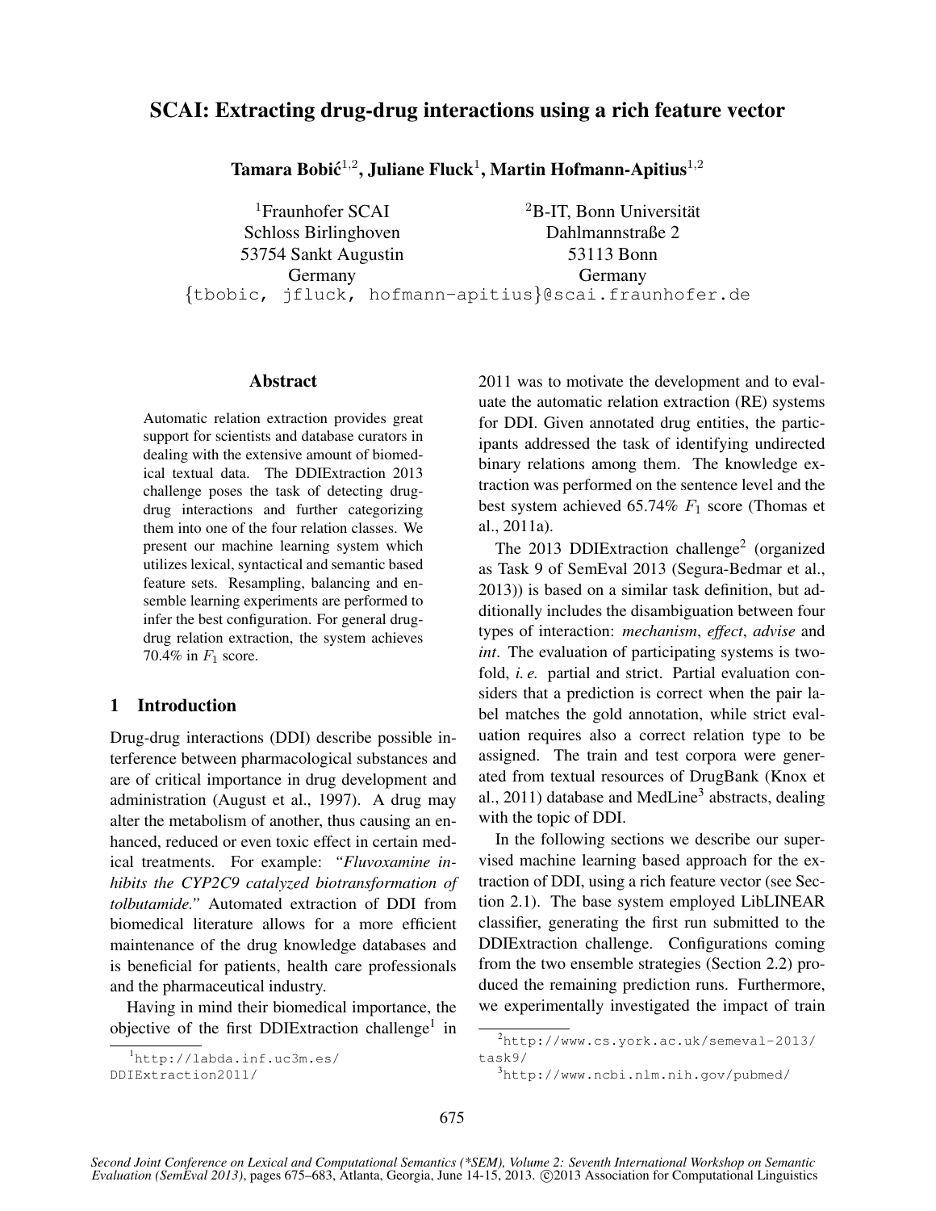# SCAI: Extracting drug-drug interactions using a rich feature vector

**Tamara Bobić[1,2], Juliane Fluck[1], Martin Hofmann-Apitius[1,2]**

[1]Fraunhofer SCAI
Schloss Birlinghoven
53754 Sankt Augustin
Germany

[2]B-IT, Bonn Universität
Dahlmannstraße 2
53113 Bonn
Germany

{tbobic, jfluck, hofmann-apitius}@scai.fraunhofer.de

## Abstract

Automatic relation extraction provides great support for scientists and database curators in dealing with the extensive amount of biomedical textual data. The DDIExtraction 2013 challenge poses the task of detecting drug-drug interactions and further categorizing them into one of the four relation classes. We present our machine learning system which utilizes lexical, syntactical and semantic based feature sets. Resampling, balancing and ensemble learning experiments are performed to infer the best configuration. For general drug-drug relation extraction, the system achieves 70.4% in $F_1$ score.

## 1 Introduction

Drug-drug interactions (DDI) describe possible interference between pharmacological substances and are of critical importance in drug development and administration (August et al., 1997). A drug may alter the metabolism of another, thus causing an enhanced, reduced or even toxic effect in certain medical treatments. For example: *"Fluvoxamine inhibits the CYP2C9 catalyzed biotransformation of tolbutamide."* Automated extraction of DDI from biomedical literature allows for a more efficient maintenance of the drug knowledge databases and is beneficial for patients, health care professionals and the pharmaceutical industry.

Having in mind their biomedical importance, the objective of the first DDIExtraction challenge[1] in 2011 was to motivate the development and to evaluate the automatic relation extraction (RE) systems for DDI. Given annotated drug entities, the participants addressed the task of identifying undirected binary relations among them. The knowledge extraction was performed on the sentence level and the best system achieved 65.74% $F_1$ score (Thomas et al., 2011a).

The 2013 DDIExtraction challenge[2] (organized as Task 9 of SemEval 2013 (Segura-Bedmar et al., 2013)) is based on a similar task definition, but additionally includes the disambiguation between four types of interaction: *mechanism*, *effect*, *advise* and *int*. The evaluation of participating systems is twofold, *i. e.* partial and strict. Partial evaluation considers that a prediction is correct when the pair label matches the gold annotation, while strict evaluation requires also a correct relation type to be assigned. The train and test corpora were generated from textual resources of DrugBank (Knox et al., 2011) database and MedLine[3] abstracts, dealing with the topic of DDI.

In the following sections we describe our supervised machine learning based approach for the extraction of DDI, using a rich feature vector (see Section 2.1). The base system employed LibLINEAR classifier, generating the first run submitted to the DDIExtraction challenge. Configurations coming from the two ensemble strategies (Section 2.2) produced the remaining prediction runs. Furthermore, we experimentally investigated the impact of train

[1]http://labda.inf.uc3m.es/DDIExtraction2011/

[2]http://www.cs.york.ac.uk/semeval-2013/task9/

[3]http://www.ncbi.nlm.nih.gov/pubmed/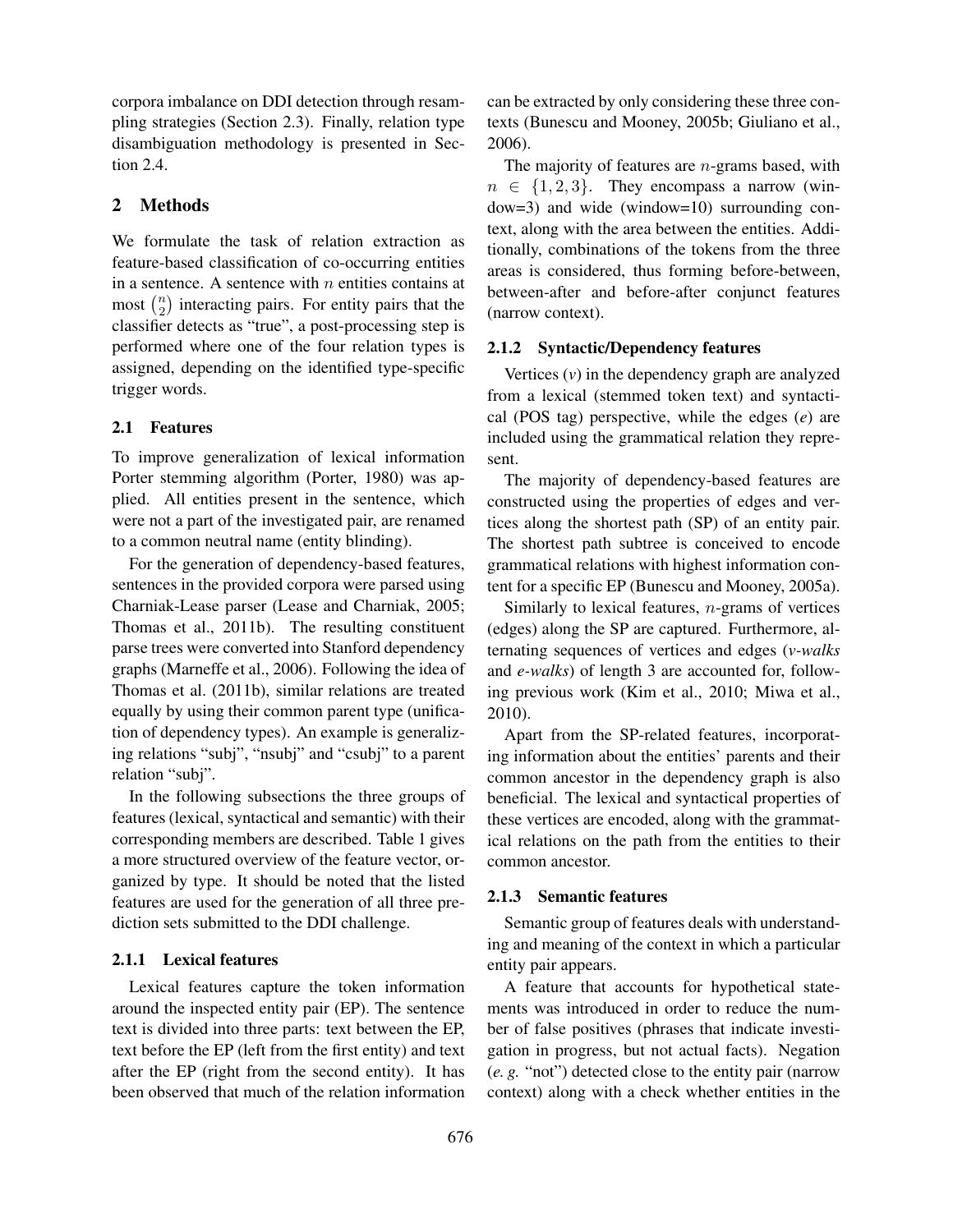corpora imbalance on DDI detection through resampling strategies (Section 2.3). Finally, relation type disambiguation methodology is presented in Section 2.4.

## 2 Methods

We formulate the task of relation extraction as feature-based classification of co-occurring entities in a sentence. A sentence with $n$ entities contains at most $\binom{n}{2}$ interacting pairs. For entity pairs that the classifier detects as "true", a post-processing step is performed where one of the four relation types is assigned, depending on the identified type-specific trigger words.

### 2.1 Features

To improve generalization of lexical information Porter stemming algorithm (Porter, 1980) was applied. All entities present in the sentence, which were not a part of the investigated pair, are renamed to a common neutral name (entity blinding).

For the generation of dependency-based features, sentences in the provided corpora were parsed using Charniak-Lease parser (Lease and Charniak, 2005; Thomas et al., 2011b). The resulting constituent parse trees were converted into Stanford dependency graphs (Marneffe et al., 2006). Following the idea of Thomas et al. (2011b), similar relations are treated equally by using their common parent type (unification of dependency types). An example is generalizing relations "subj", "nsubj" and "csubj" to a parent relation "subj".

In the following subsections the three groups of features (lexical, syntactical and semantic) with their corresponding members are described. Table 1 gives a more structured overview of the feature vector, organized by type. It should be noted that the listed features are used for the generation of all three prediction sets submitted to the DDI challenge.

#### 2.1.1 Lexical features

Lexical features capture the token information around the inspected entity pair (EP). The sentence text is divided into three parts: text between the EP, text before the EP (left from the first entity) and text after the EP (right from the second entity). It has been observed that much of the relation information can be extracted by only considering these three contexts (Bunescu and Mooney, 2005b; Giuliano et al., 2006).

The majority of features are $n$-grams based, with $n \in \{1, 2, 3\}$. They encompass a narrow (window=3) and wide (window=10) surrounding context, along with the area between the entities. Additionally, combinations of the tokens from the three areas is considered, thus forming before-between, between-after and before-after conjunct features (narrow context).

#### 2.1.2 Syntactic/Dependency features

Vertices (*v*) in the dependency graph are analyzed from a lexical (stemmed token text) and syntactical (POS tag) perspective, while the edges (*e*) are included using the grammatical relation they represent.

The majority of dependency-based features are constructed using the properties of edges and vertices along the shortest path (SP) of an entity pair. The shortest path subtree is conceived to encode grammatical relations with highest information content for a specific EP (Bunescu and Mooney, 2005a).

Similarly to lexical features, $n$-grams of vertices (edges) along the SP are captured. Furthermore, alternating sequences of vertices and edges (*v-walks* and *e-walks*) of length 3 are accounted for, following previous work (Kim et al., 2010; Miwa et al., 2010).

Apart from the SP-related features, incorporating information about the entities' parents and their common ancestor in the dependency graph is also beneficial. The lexical and syntactical properties of these vertices are encoded, along with the grammatical relations on the path from the entities to their common ancestor.

#### 2.1.3 Semantic features

Semantic group of features deals with understanding and meaning of the context in which a particular entity pair appears.

A feature that accounts for hypothetical statements was introduced in order to reduce the number of false positives (phrases that indicate investigation in progress, but not actual facts). Negation (*e. g.* "not") detected close to the entity pair (narrow context) along with a check whether entities in the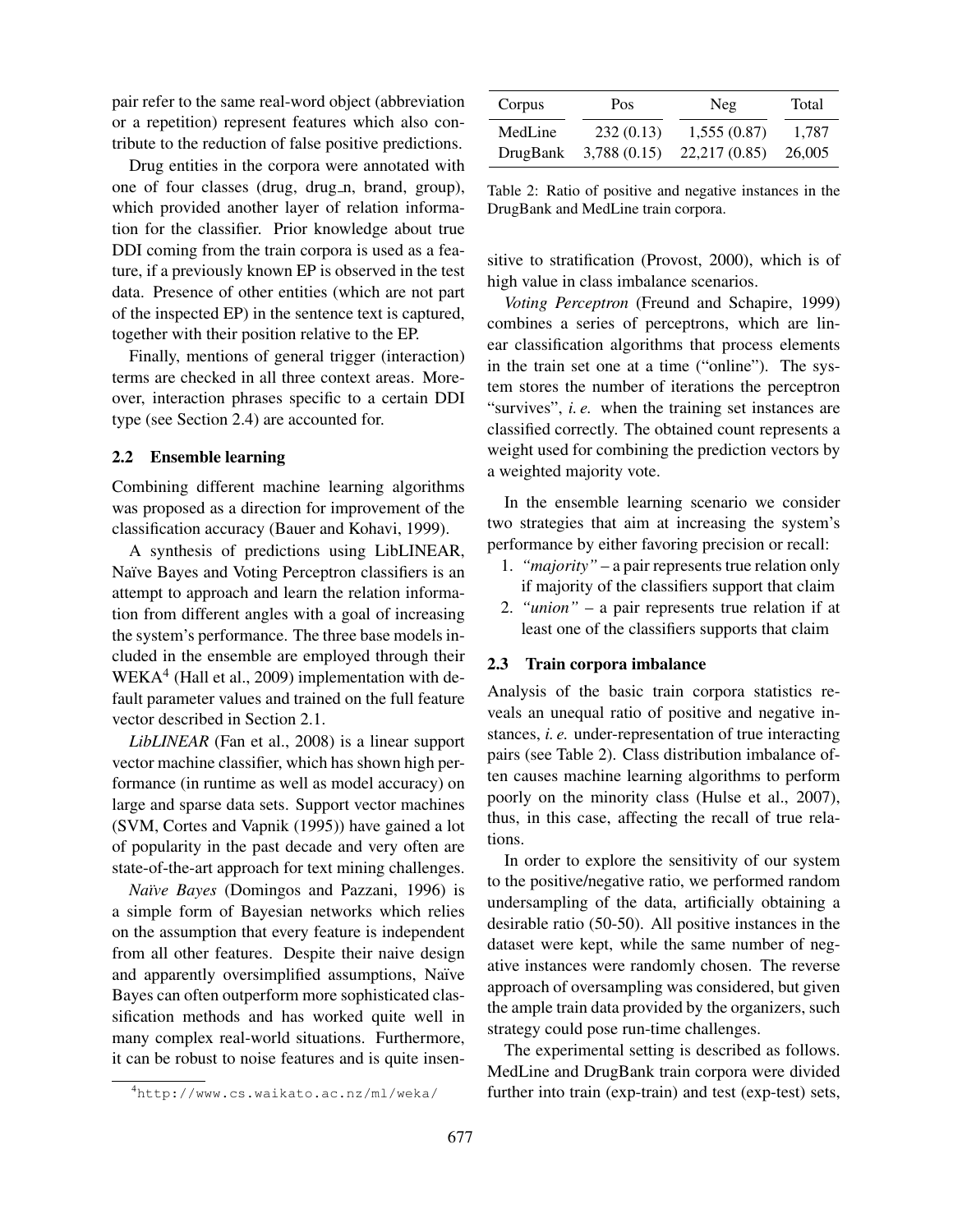pair refer to the same real-word object (abbreviation or a repetition) represent features which also contribute to the reduction of false positive predictions.

Drug entities in the corpora were annotated with one of four classes (drug, drug_n, brand, group), which provided another layer of relation information for the classifier. Prior knowledge about true DDI coming from the train corpora is used as a feature, if a previously known EP is observed in the test data. Presence of other entities (which are not part of the inspected EP) in the sentence text is captured, together with their position relative to the EP.

Finally, mentions of general trigger (interaction) terms are checked in all three context areas. Moreover, interaction phrases specific to a certain DDI type (see Section 2.4) are accounted for.

### 2.2 Ensemble learning

Combining different machine learning algorithms was proposed as a direction for improvement of the classification accuracy (Bauer and Kohavi, 1999).

A synthesis of predictions using LibLINEAR, Naïve Bayes and Voting Perceptron classifiers is an attempt to approach and learn the relation information from different angles with a goal of increasing the system's performance. The three base models included in the ensemble are employed through their WEKA[4] (Hall et al., 2009) implementation with default parameter values and trained on the full feature vector described in Section 2.1.

*LibLINEAR* (Fan et al., 2008) is a linear support vector machine classifier, which has shown high performance (in runtime as well as model accuracy) on large and sparse data sets. Support vector machines (SVM, Cortes and Vapnik (1995)) have gained a lot of popularity in the past decade and very often are state-of-the-art approach for text mining challenges.

*Naïve Bayes* (Domingos and Pazzani, 1996) is a simple form of Bayesian networks which relies on the assumption that every feature is independent from all other features. Despite their naive design and apparently oversimplified assumptions, Naïve Bayes can often outperform more sophisticated classification methods and has worked quite well in many complex real-world situations. Furthermore, it can be robust to noise features and is quite insensitive to stratification (Provost, 2000), which is of high value in class imbalance scenarios.

[4] http://www.cs.waikato.ac.nz/ml/weka/

| Corpus | Pos | Neg | Total |
|---|---|---|---|
| MedLine | 232 (0.13) | 1,555 (0.87) | 1,787 |
| DrugBank | 3,788 (0.15) | 22,217 (0.85) | 26,005 |

Table 2: Ratio of positive and negative instances in the DrugBank and MedLine train corpora.

*Voting Perceptron* (Freund and Schapire, 1999) combines a series of perceptrons, which are linear classification algorithms that process elements in the train set one at a time ("online"). The system stores the number of iterations the perceptron "survives", *i. e.* when the training set instances are classified correctly. The obtained count represents a weight used for combining the prediction vectors by a weighted majority vote.

In the ensemble learning scenario we consider two strategies that aim at increasing the system's performance by either favoring precision or recall:

1. *"majority"* – a pair represents true relation only if majority of the classifiers support that claim
2. *"union"* – a pair represents true relation if at least one of the classifiers supports that claim

### 2.3 Train corpora imbalance

Analysis of the basic train corpora statistics reveals an unequal ratio of positive and negative instances, *i. e.* under-representation of true interacting pairs (see Table 2). Class distribution imbalance often causes machine learning algorithms to perform poorly on the minority class (Hulse et al., 2007), thus, in this case, affecting the recall of true relations.

In order to explore the sensitivity of our system to the positive/negative ratio, we performed random undersampling of the data, artificially obtaining a desirable ratio (50-50). All positive instances in the dataset were kept, while the same number of negative instances were randomly chosen. The reverse approach of oversampling was considered, but given the ample train data provided by the organizers, such strategy could pose run-time challenges.

The experimental setting is described as follows. MedLine and DrugBank train corpora were divided further into train (exp-train) and test (exp-test) sets,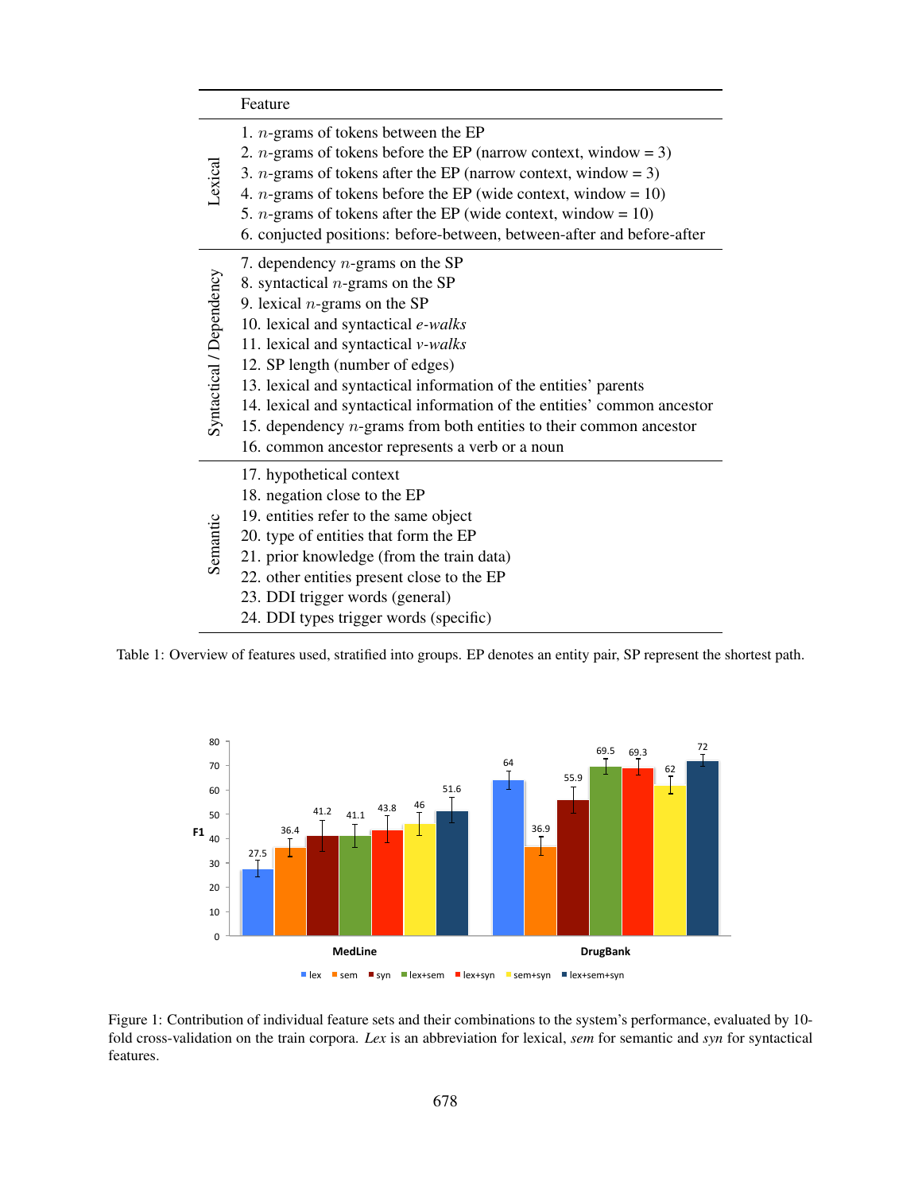| | Feature |
|---|---|
| Lexical | 1. $n$-grams of tokens between the EP |
| | 2. $n$-grams of tokens before the EP (narrow context, window = 3) |
| | 3. $n$-grams of tokens after the EP (narrow context, window = 3) |
| | 4. $n$-grams of tokens before the EP (wide context, window = 10) |
| | 5. $n$-grams of tokens after the EP (wide context, window = 10) |
| | 6. conjucted positions: before-between, between-after and before-after |
| Syntactical / Dependency | 7. dependency $n$-grams on the SP |
| | 8. syntactical $n$-grams on the SP |
| | 9. lexical $n$-grams on the SP |
| | 10. lexical and syntactical *e-walks* |
| | 11. lexical and syntactical *v-walks* |
| | 12. SP length (number of edges) |
| | 13. lexical and syntactical information of the entities' parents |
| | 14. lexical and syntactical information of the entities' common ancestor |
| | 15. dependency $n$-grams from both entities to their common ancestor |
| | 16. common ancestor represents a verb or a noun |
| Semantic | 17. hypothetical context |
| | 18. negation close to the EP |
| | 19. entities refer to the same object |
| | 20. type of entities that form the EP |
| | 21. prior knowledge (from the train data) |
| | 22. other entities present close to the EP |
| | 23. DDI trigger words (general) |
| | 24. DDI types trigger words (specific) |

Table 1: Overview of features used, stratified into groups. EP denotes an entity pair, SP represent the shortest path.

| F1 | lex | sem | syn | lex+sem | lex+syn | sem+syn | lex+sem+syn |
|---|---|---|---|---|---|---|---|
| MedLine | 27.5 | 36.4 | 41.2 | 41.1 | 43.8 | 46 | 51.6 |
| DrugBank | 64 | 36.9 | 55.9 | 69.5 | 69.3 | 62 | 72 |

Figure 1: Contribution of individual feature sets and their combinations to the system's performance, evaluated by 10-fold cross-validation on the train corpora. *Lex* is an abbreviation for lexical, *sem* for semantic and *syn* for syntactical features.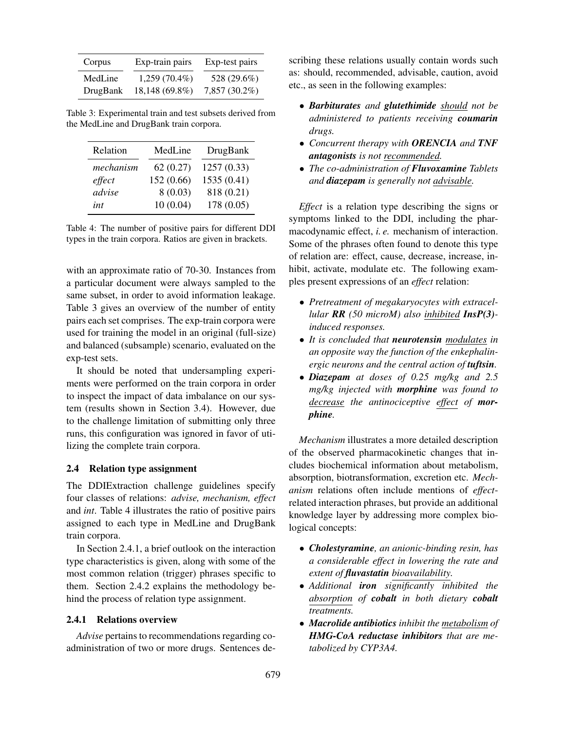| Corpus | Exp-train pairs | Exp-test pairs |
|---|---|---|
| MedLine | 1,259 (70.4%) | 528 (29.6%) |
| DrugBank | 18,148 (69.8%) | 7,857 (30.2%) |

Table 3: Experimental train and test subsets derived from the MedLine and DrugBank train corpora.

| Relation | MedLine | DrugBank |
|---|---|---|
| *mechanism* | 62 (0.27) | 1257 (0.33) |
| *effect* | 152 (0.66) | 1535 (0.41) |
| *advise* | 8 (0.03) | 818 (0.21) |
| *int* | 10 (0.04) | 178 (0.05) |

Table 4: The number of positive pairs for different DDI types in the train corpora. Ratios are given in brackets.

with an approximate ratio of 70-30. Instances from a particular document were always sampled to the same subset, in order to avoid information leakage. Table 3 gives an overview of the number of entity pairs each set comprises. The exp-train corpora were used for training the model in an original (full-size) and balanced (subsample) scenario, evaluated on the exp-test sets.

It should be noted that undersampling experiments were performed on the train corpora in order to inspect the impact of data imbalance on our system (results shown in Section 3.4). However, due to the challenge limitation of submitting only three runs, this configuration was ignored in favor of utilizing the complete train corpora.

### 2.4 Relation type assignment

The DDIExtraction challenge guidelines specify four classes of relations: *advise, mechanism, effect* and *int*. Table 4 illustrates the ratio of positive pairs assigned to each type in MedLine and DrugBank train corpora.

In Section 2.4.1, a brief outlook on the interaction type characteristics is given, along with some of the most common relation (trigger) phrases specific to them. Section 2.4.2 explains the methodology behind the process of relation type assignment.

#### 2.4.1 Relations overview

*Advise* pertains to recommendations regarding co-administration of two or more drugs. Sentences describing these relations usually contain words such as: should, recommended, advisable, caution, avoid etc., as seen in the following examples:

- ***Barbiturates*** *and* ***glutethimide*** *should not be administered to patients receiving* ***coumarin*** *drugs.*
- *Concurrent therapy with* ***ORENCIA*** *and* ***TNF antagonists*** *is not recommended.*
- *The co-administration of* ***Fluvoxamine*** *Tablets and* ***diazepam*** *is generally not advisable.*

*Effect* is a relation type describing the signs or symptoms linked to the DDI, including the pharmacodynamic effect, *i. e.* mechanism of interaction. Some of the phrases often found to denote this type of relation are: effect, cause, decrease, increase, inhibit, activate, modulate etc. The following examples present expressions of an *effect* relation:

- *Pretreatment of megakaryocytes with extracellular* ***RR*** *(50 microM) also inhibited* ***InsP(3)****-induced responses.*
- *It is concluded that* ***neurotensin*** *modulates in an opposite way the function of the enkephalinergic neurons and the central action of* ***tuftsin****.*
- ***Diazepam*** *at doses of 0.25 mg/kg and 2.5 mg/kg injected with* ***morphine*** *was found to decrease the antinociceptive effect of* ***morphine****.*

*Mechanism* illustrates a more detailed description of the observed pharmacokinetic changes that includes biochemical information about metabolism, absorption, biotransformation, excretion etc. *Mechanism* relations often include mentions of *effect*-related interaction phrases, but provide an additional knowledge layer by addressing more complex biological concepts:

- ***Cholestyramine****, an anionic-binding resin, has a considerable effect in lowering the rate and extent of* ***fluvastatin*** *bioavailability.*
- *Additional* ***iron*** *significantly inhibited the absorption of* ***cobalt*** *in both dietary* ***cobalt*** *treatments.*
- ***Macrolide antibiotics*** *inhibit the metabolism of* ***HMG-CoA reductase inhibitors*** *that are metabolized by CYP3A4.*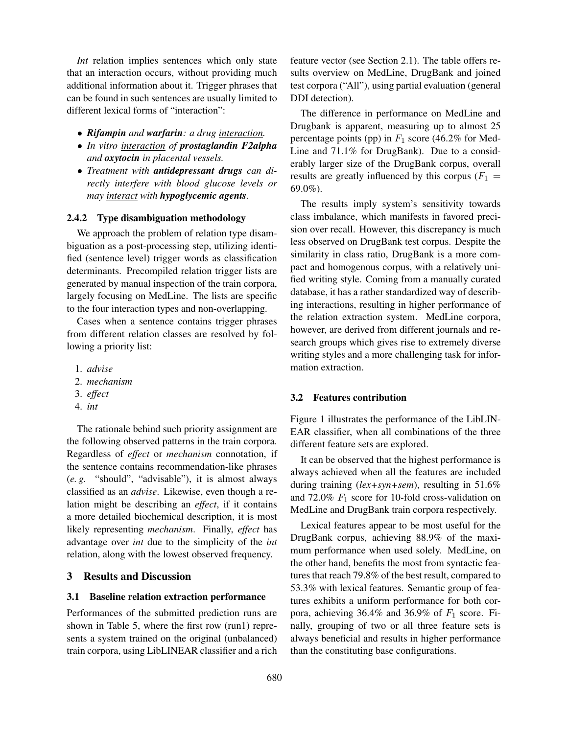*Int* relation implies sentences which only state that an interaction occurs, without providing much additional information about it. Trigger phrases that can be found in such sentences are usually limited to different lexical forms of "interaction":

- ***Rifampin*** *and* ***warfarin****: a drug* <u>*interaction*</u>*.*
- *In vitro* <u>*interaction*</u> *of* ***prostaglandin F2alpha*** *and* ***oxytocin*** *in placental vessels.*
- *Treatment with* ***antidepressant drugs*** *can directly interfere with blood glucose levels or may* <u>*interact*</u> *with* ***hypoglycemic agents****.*

#### 2.4.2 Type disambiguation methodology

We approach the problem of relation type disambiguation as a post-processing step, utilizing identified (sentence level) trigger words as classification determinants. Precompiled relation trigger lists are generated by manual inspection of the train corpora, largely focusing on MedLine. The lists are specific to the four interaction types and non-overlapping.

Cases when a sentence contains trigger phrases from different relation classes are resolved by following a priority list:

1. *advise*
2. *mechanism*
3. *effect*
4. *int*

The rationale behind such priority assignment are the following observed patterns in the train corpora. Regardless of *effect* or *mechanism* connotation, if the sentence contains recommendation-like phrases (*e. g.* "should", "advisable"), it is almost always classified as an *advise*. Likewise, even though a relation might be describing an *effect*, if it contains a more detailed biochemical description, it is most likely representing *mechanism*. Finally, *effect* has advantage over *int* due to the simplicity of the *int* relation, along with the lowest observed frequency.

## 3 Results and Discussion

### 3.1 Baseline relation extraction performance

Performances of the submitted prediction runs are shown in Table 5, where the first row (run1) represents a system trained on the original (unbalanced) train corpora, using LibLINEAR classifier and a rich feature vector (see Section 2.1). The table offers results overview on MedLine, DrugBank and joined test corpora ("All"), using partial evaluation (general DDI detection).

The difference in performance on MedLine and Drugbank is apparent, measuring up to almost 25 percentage points (pp) in $F_1$ score (46.2% for MedLine and 71.1% for DrugBank). Due to a considerably larger size of the DrugBank corpus, overall results are greatly influenced by this corpus ($F_1$ = 69.0%).

The results imply system's sensitivity towards class imbalance, which manifests in favored precision over recall. However, this discrepancy is much less observed on DrugBank test corpus. Despite the similarity in class ratio, DrugBank is a more compact and homogenous corpus, with a relatively unified writing style. Coming from a manually curated database, it has a rather standardized way of describing interactions, resulting in higher performance of the relation extraction system. MedLine corpora, however, are derived from different journals and research groups which gives rise to extremely diverse writing styles and a more challenging task for information extraction.

### 3.2 Features contribution

Figure 1 illustrates the performance of the LibLINEAR classifier, when all combinations of the three different feature sets are explored.

It can be observed that the highest performance is always achieved when all the features are included during training (*lex+syn+sem*), resulting in 51.6% and 72.0% $F_1$ score for 10-fold cross-validation on MedLine and DrugBank train corpora respectively.

Lexical features appear to be most useful for the DrugBank corpus, achieving 88.9% of the maximum performance when used solely. MedLine, on the other hand, benefits the most from syntactic features that reach 79.8% of the best result, compared to 53.3% with lexical features. Semantic group of features exhibits a uniform performance for both corpora, achieving 36.4% and 36.9% of $F_1$ score. Finally, grouping of two or all three feature sets is always beneficial and results in higher performance than the constituting base configurations.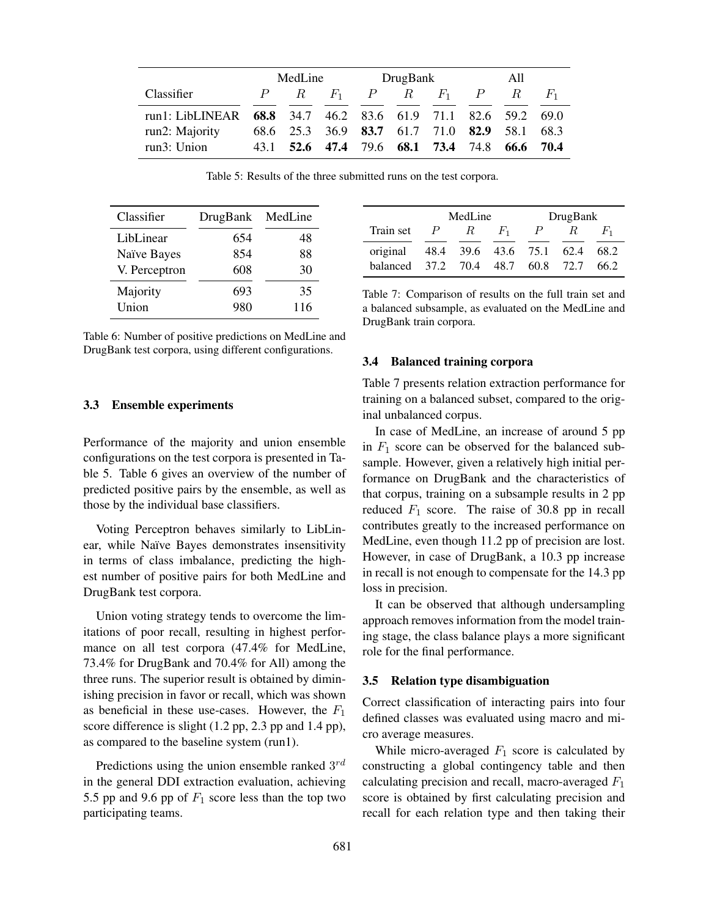| Classifier | MedLine | | | DrugBank | | | All | | |
|---|---|---|---|---|---|---|---|---|---|
| | $P$ | $R$ | $F_1$ | $P$ | $R$ | $F_1$ | $P$ | $R$ | $F_1$ |
| run1: LibLINEAR | **68.8** | 34.7 | 46.2 | 83.6 | 61.9 | 71.1 | 82.6 | 59.2 | 69.0 |
| run2: Majority | 68.6 | 25.3 | 36.9 | **83.7** | 61.7 | 71.0 | **82.9** | 58.1 | 68.3 |
| run3: Union | 43.1 | **52.6** | **47.4** | 79.6 | **68.1** | **73.4** | 74.8 | **66.6** | **70.4** |

Table 5: Results of the three submitted runs on the test corpora.

| Classifier | DrugBank | MedLine |
|---|---|---|
| LibLinear | 654 | 48 |
| Naïve Bayes | 854 | 88 |
| V. Perceptron | 608 | 30 |
| Majority | 693 | 35 |
| Union | 980 | 116 |

Table 6: Number of positive predictions on MedLine and DrugBank test corpora, using different configurations.

### 3.3 Ensemble experiments

Performance of the majority and union ensemble configurations on the test corpora is presented in Table 5. Table 6 gives an overview of the number of predicted positive pairs by the ensemble, as well as those by the individual base classifiers.

Voting Perceptron behaves similarly to LibLinear, while Naïve Bayes demonstrates insensitivity in terms of class imbalance, predicting the highest number of positive pairs for both MedLine and DrugBank test corpora.

Union voting strategy tends to overcome the limitations of poor recall, resulting in highest performance on all test corpora (47.4% for MedLine, 73.4% for DrugBank and 70.4% for All) among the three runs. The superior result is obtained by diminishing precision in favor or recall, which was shown as beneficial in these use-cases. However, the $F_1$ score difference is slight (1.2 pp, 2.3 pp and 1.4 pp), as compared to the baseline system (run1).

Predictions using the union ensemble ranked $3^{rd}$ in the general DDI extraction evaluation, achieving 5.5 pp and 9.6 pp of $F_1$ score less than the top two participating teams.

| Train set | MedLine | | | DrugBank | | |
|---|---|---|---|---|---|---|
| | $P$ | $R$ | $F_1$ | $P$ | $R$ | $F_1$ |
| original | 48.4 | 39.6 | 43.6 | 75.1 | 62.4 | 68.2 |
| balanced | 37.2 | 70.4 | 48.7 | 60.8 | 72.7 | 66.2 |

Table 7: Comparison of results on the full train set and a balanced subsample, as evaluated on the MedLine and DrugBank train corpora.

### 3.4 Balanced training corpora

Table 7 presents relation extraction performance for training on a balanced subset, compared to the original unbalanced corpus.

In case of MedLine, an increase of around 5 pp in $F_1$ score can be observed for the balanced subsample. However, given a relatively high initial performance on DrugBank and the characteristics of that corpus, training on a subsample results in 2 pp reduced $F_1$ score. The raise of 30.8 pp in recall contributes greatly to the increased performance on MedLine, even though 11.2 pp of precision are lost. However, in case of DrugBank, a 10.3 pp increase in recall is not enough to compensate for the 14.3 pp loss in precision.

It can be observed that although undersampling approach removes information from the model training stage, the class balance plays a more significant role for the final performance.

### 3.5 Relation type disambiguation

Correct classification of interacting pairs into four defined classes was evaluated using macro and micro average measures.

While micro-averaged $F_1$ score is calculated by constructing a global contingency table and then calculating precision and recall, macro-averaged $F_1$ score is obtained by first calculating precision and recall for each relation type and then taking their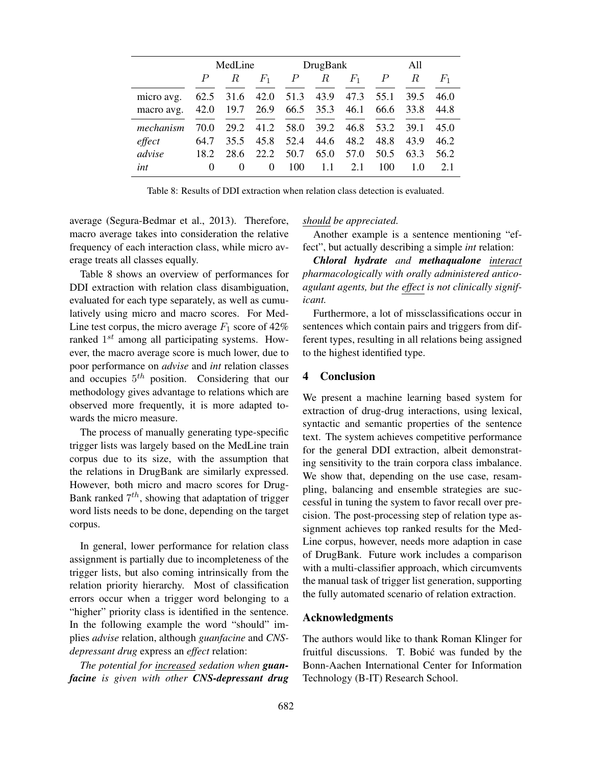| | MedLine | | | DrugBank | | | All | | |
|---|---|---|---|---|---|---|---|---|---|
| | $P$ | $R$ | $F_1$ | $P$ | $R$ | $F_1$ | $P$ | $R$ | $F_1$ |
| micro avg. | 62.5 | 31.6 | 42.0 | 51.3 | 43.9 | 47.3 | 55.1 | 39.5 | 46.0 |
| macro avg. | 42.0 | 19.7 | 26.9 | 66.5 | 35.3 | 46.1 | 66.6 | 33.8 | 44.8 |
| *mechanism* | 70.0 | 29.2 | 41.2 | 58.0 | 39.2 | 46.8 | 53.2 | 39.1 | 45.0 |
| *effect* | 64.7 | 35.5 | 45.8 | 52.4 | 44.6 | 48.2 | 48.8 | 43.9 | 46.2 |
| *advise* | 18.2 | 28.6 | 22.2 | 50.7 | 65.0 | 57.0 | 50.5 | 63.3 | 56.2 |
| *int* | 0 | 0 | 0 | 100 | 1.1 | 2.1 | 100 | 1.0 | 2.1 |

Table 8: Results of DDI extraction when relation class detection is evaluated.

average (Segura-Bedmar et al., 2013). Therefore, macro average takes into consideration the relative frequency of each interaction class, while micro average treats all classes equally.

Table 8 shows an overview of performances for DDI extraction with relation class disambiguation, evaluated for each type separately, as well as cumulatively using micro and macro scores. For MedLine test corpus, the micro average $F_1$ score of 42% ranked $1^{st}$ among all participating systems. However, the macro average score is much lower, due to poor performance on *advise* and *int* relation classes and occupies $5^{th}$ position. Considering that our methodology gives advantage to relations which are observed more frequently, it is more adapted towards the micro measure.

The process of manually generating type-specific trigger lists was largely based on the MedLine train corpus due to its size, with the assumption that the relations in DrugBank are similarly expressed. However, both micro and macro scores for DrugBank ranked $7^{th}$, showing that adaptation of trigger word lists needs to be done, depending on the target corpus.

In general, lower performance for relation class assignment is partially due to incompleteness of the trigger lists, but also coming intrinsically from the relation priority hierarchy. Most of classification errors occur when a trigger word belonging to a "higher" priority class is identified in the sentence. In the following example the word "should" implies *advise* relation, although *guanfacine* and *CNS-depressant drug* express an *effect* relation:

*The potential for <u>increased</u> sedation when **guanfacine** is given with other **CNS-depressant drug** <u>should</u> be appreciated.*

Another example is a sentence mentioning "effect", but actually describing a simple *int* relation:

***Chloral hydrate** and **methaqualone** <u>interact</u> pharmacologically with orally administered anticoagulant agents, but the <u>effect</u> is not clinically significant.*

Furthermore, a lot of missclassifications occur in sentences which contain pairs and triggers from different types, resulting in all relations being assigned to the highest identified type.

## 4 Conclusion

We present a machine learning based system for extraction of drug-drug interactions, using lexical, syntactic and semantic properties of the sentence text. The system achieves competitive performance for the general DDI extraction, albeit demonstrating sensitivity to the train corpora class imbalance. We show that, depending on the use case, resampling, balancing and ensemble strategies are successful in tuning the system to favor recall over precision. The post-processing step of relation type assignment achieves top ranked results for the MedLine corpus, however, needs more adaption in case of DrugBank. Future work includes a comparison with a multi-classifier approach, which circumvents the manual task of trigger list generation, supporting the fully automated scenario of relation extraction.

## Acknowledgments

The authors would like to thank Roman Klinger for fruitful discussions. T. Bobić was funded by the Bonn-Aachen International Center for Information Technology (B-IT) Research School.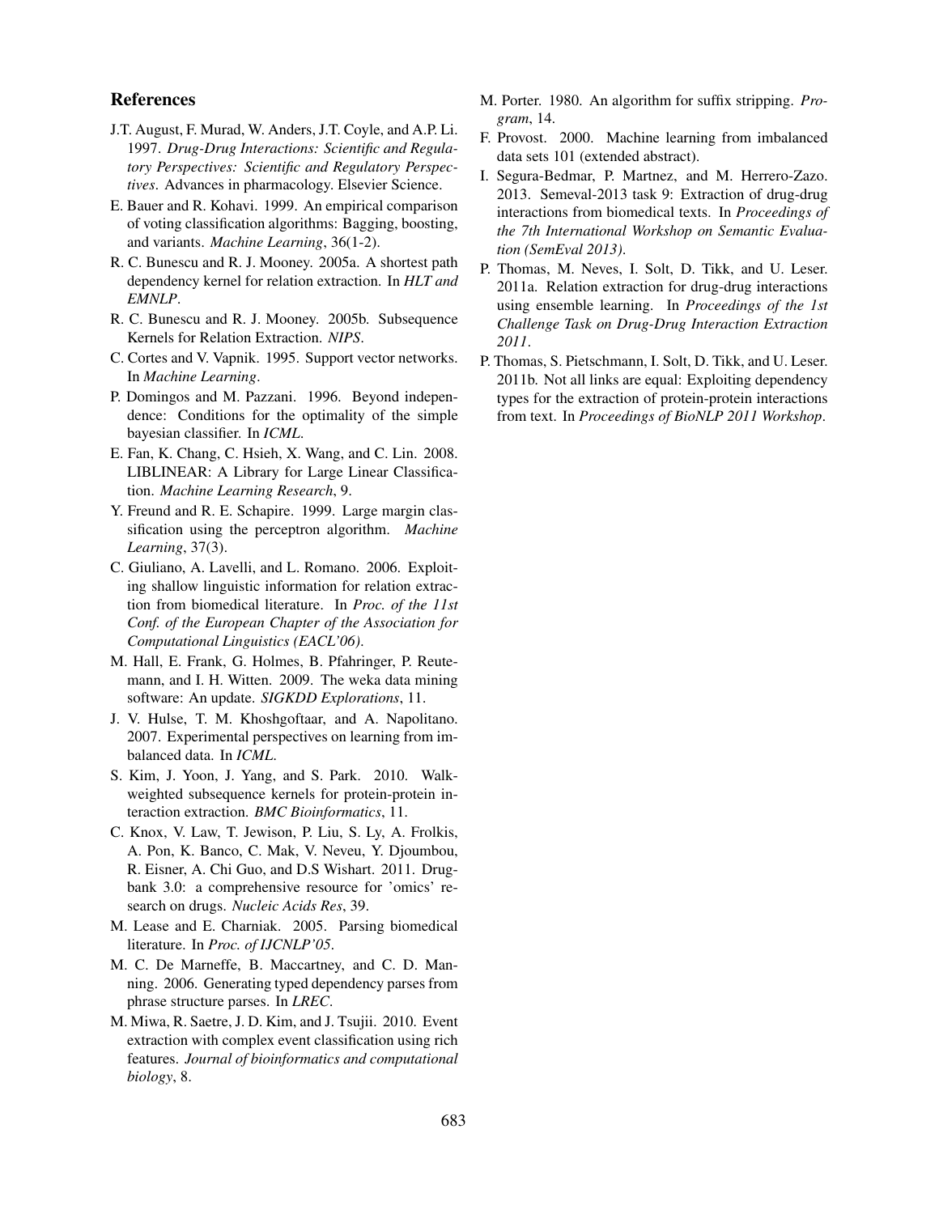## References

J.T. August, F. Murad, W. Anders, J.T. Coyle, and A.P. Li. 1997. *Drug-Drug Interactions: Scientific and Regulatory Perspectives: Scientific and Regulatory Perspectives*. Advances in pharmacology. Elsevier Science.

E. Bauer and R. Kohavi. 1999. An empirical comparison of voting classification algorithms: Bagging, boosting, and variants. *Machine Learning*, 36(1-2).

R. C. Bunescu and R. J. Mooney. 2005a. A shortest path dependency kernel for relation extraction. In *HLT and EMNLP*.

R. C. Bunescu and R. J. Mooney. 2005b. Subsequence Kernels for Relation Extraction. *NIPS*.

C. Cortes and V. Vapnik. 1995. Support vector networks. In *Machine Learning*.

P. Domingos and M. Pazzani. 1996. Beyond independence: Conditions for the optimality of the simple bayesian classifier. In *ICML*.

E. Fan, K. Chang, C. Hsieh, X. Wang, and C. Lin. 2008. LIBLINEAR: A Library for Large Linear Classification. *Machine Learning Research*, 9.

Y. Freund and R. E. Schapire. 1999. Large margin classification using the perceptron algorithm. *Machine Learning*, 37(3).

C. Giuliano, A. Lavelli, and L. Romano. 2006. Exploiting shallow linguistic information for relation extraction from biomedical literature. In *Proc. of the 11st Conf. of the European Chapter of the Association for Computational Linguistics (EACL'06)*.

M. Hall, E. Frank, G. Holmes, B. Pfahringer, P. Reutemann, and I. H. Witten. 2009. The weka data mining software: An update. *SIGKDD Explorations*, 11.

J. V. Hulse, T. M. Khoshgoftaar, and A. Napolitano. 2007. Experimental perspectives on learning from imbalanced data. In *ICML*.

S. Kim, J. Yoon, J. Yang, and S. Park. 2010. Walk-weighted subsequence kernels for protein-protein interaction extraction. *BMC Bioinformatics*, 11.

C. Knox, V. Law, T. Jewison, P. Liu, S. Ly, A. Frolkis, A. Pon, K. Banco, C. Mak, V. Neveu, Y. Djoumbou, R. Eisner, A. Chi Guo, and D.S Wishart. 2011. Drugbank 3.0: a comprehensive resource for 'omics' research on drugs. *Nucleic Acids Res*, 39.

M. Lease and E. Charniak. 2005. Parsing biomedical literature. In *Proc. of IJCNLP'05*.

M. C. De Marneffe, B. Maccartney, and C. D. Manning. 2006. Generating typed dependency parses from phrase structure parses. In *LREC*.

M. Miwa, R. Saetre, J. D. Kim, and J. Tsujii. 2010. Event extraction with complex event classification using rich features. *Journal of bioinformatics and computational biology*, 8.

M. Porter. 1980. An algorithm for suffix stripping. *Program*, 14.

F. Provost. 2000. Machine learning from imbalanced data sets 101 (extended abstract).

I. Segura-Bedmar, P. Martnez, and M. Herrero-Zazo. 2013. Semeval-2013 task 9: Extraction of drug-drug interactions from biomedical texts. In *Proceedings of the 7th International Workshop on Semantic Evaluation (SemEval 2013)*.

P. Thomas, M. Neves, I. Solt, D. Tikk, and U. Leser. 2011a. Relation extraction for drug-drug interactions using ensemble learning. In *Proceedings of the 1st Challenge Task on Drug-Drug Interaction Extraction 2011*.

P. Thomas, S. Pietschmann, I. Solt, D. Tikk, and U. Leser. 2011b. Not all links are equal: Exploiting dependency types for the extraction of protein-protein interactions from text. In *Proceedings of BioNLP 2011 Workshop*.